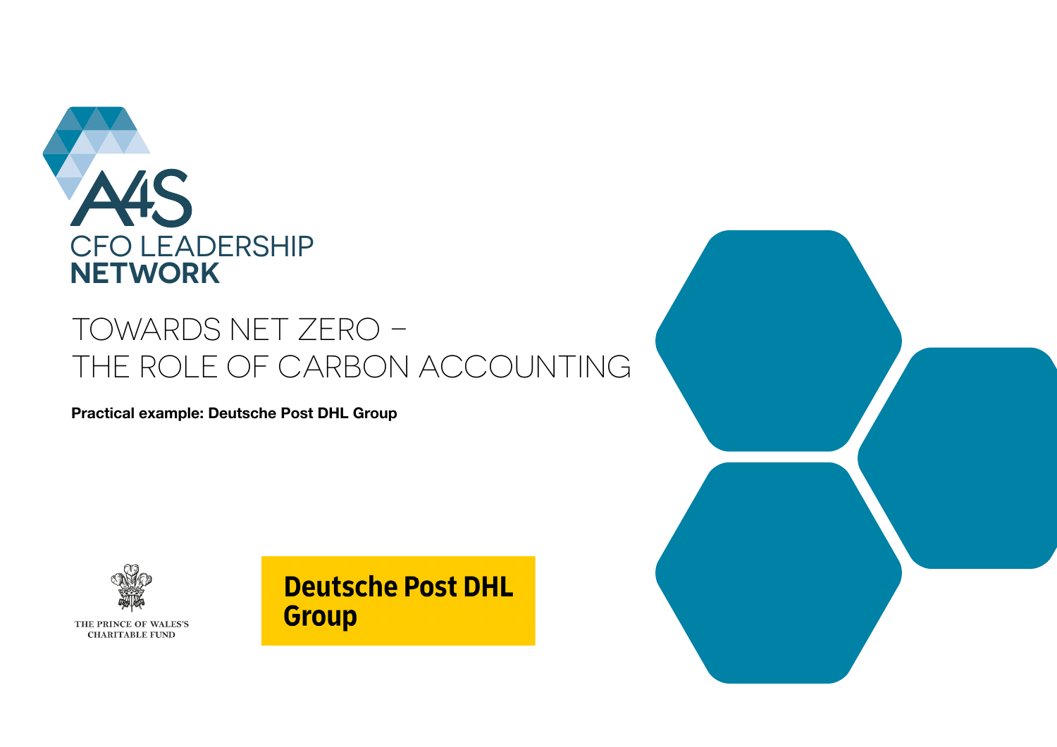A4S

CFO LEADERSHIP **NETWORK**

# TOWARDS NET ZERO – THE ROLE OF CARBON ACCOUNTING

**Practical example: Deutsche Post DHL Group**

THE PRINCE OF WALES'S CHARITABLE FUND

Deutsche Post DHL Group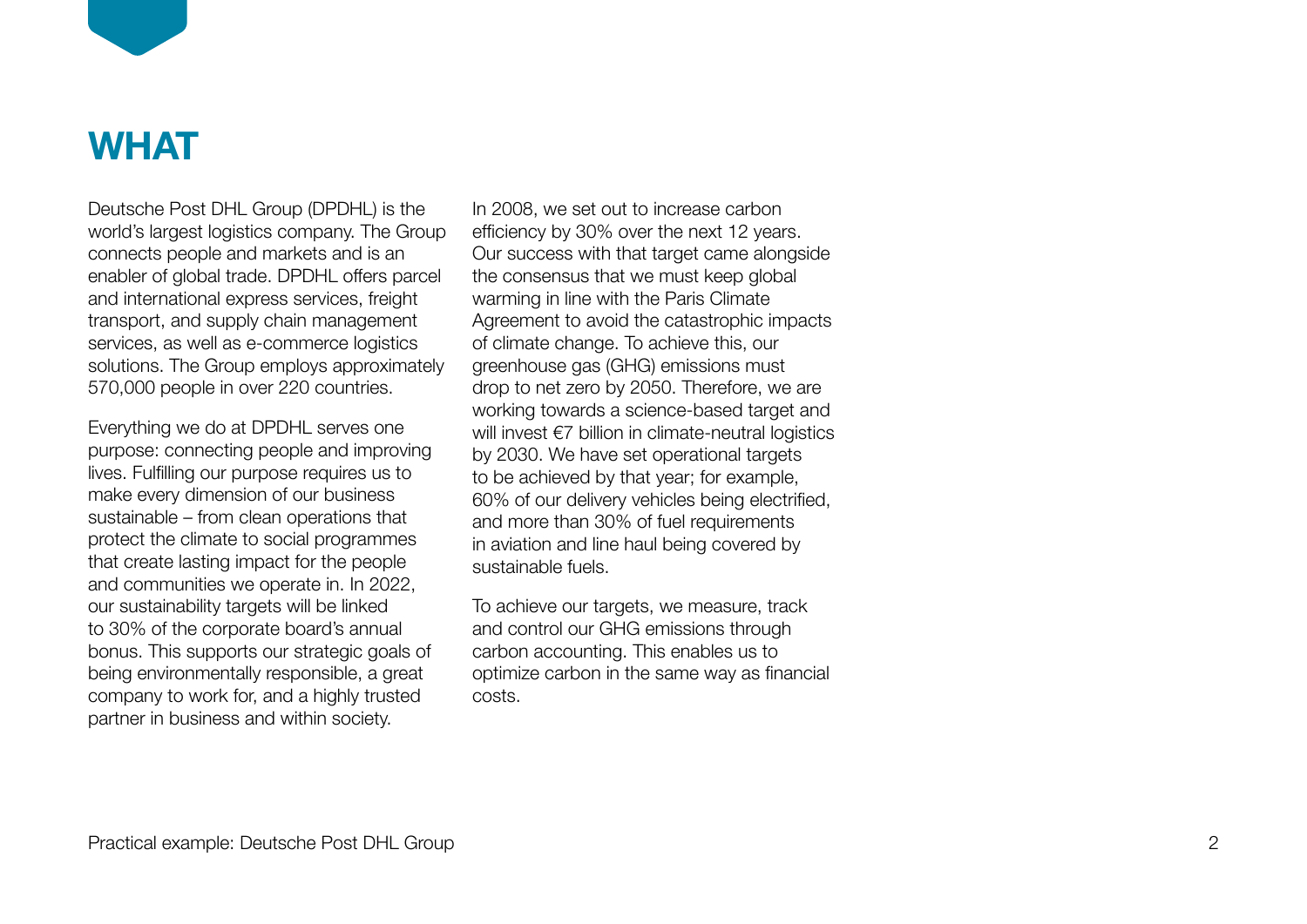# WHAT

Deutsche Post DHL Group (DPDHL) is the world's largest logistics company. The Group connects people and markets and is an enabler of global trade. DPDHL offers parcel and international express services, freight transport, and supply chain management services, as well as e-commerce logistics solutions. The Group employs approximately 570,000 people in over 220 countries.

Everything we do at DPDHL serves one purpose: connecting people and improving lives. Fulfilling our purpose requires us to make every dimension of our business sustainable – from clean operations that protect the climate to social programmes that create lasting impact for the people and communities we operate in. In 2022, our sustainability targets will be linked to 30% of the corporate board's annual bonus. This supports our strategic goals of being environmentally responsible, a great company to work for, and a highly trusted partner in business and within society.

In 2008, we set out to increase carbon efficiency by 30% over the next 12 years. Our success with that target came alongside the consensus that we must keep global warming in line with the Paris Climate Agreement to avoid the catastrophic impacts of climate change. To achieve this, our greenhouse gas (GHG) emissions must drop to net zero by 2050. Therefore, we are working towards a science-based target and will invest €7 billion in climate-neutral logistics by 2030. We have set operational targets to be achieved by that year; for example, 60% of our delivery vehicles being electrified, and more than 30% of fuel requirements in aviation and line haul being covered by sustainable fuels.

To achieve our targets, we measure, track and control our GHG emissions through carbon accounting. This enables us to optimize carbon in the same way as financial costs.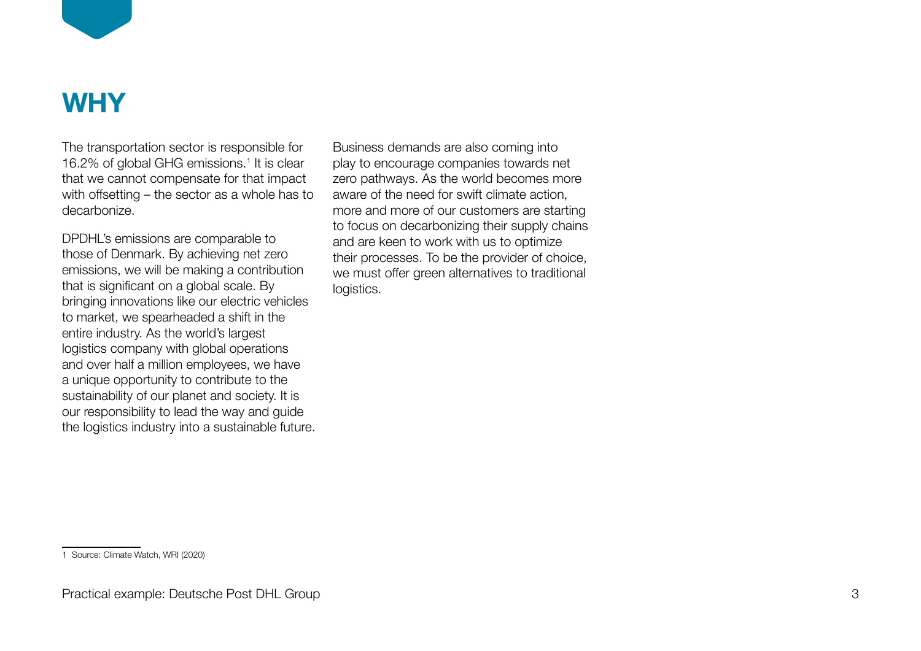# WHY

The transportation sector is responsible for 16.2% of global GHG emissions.[1] It is clear that we cannot compensate for that impact with offsetting – the sector as a whole has to decarbonize.

DPDHL's emissions are comparable to those of Denmark. By achieving net zero emissions, we will be making a contribution that is significant on a global scale. By bringing innovations like our electric vehicles to market, we spearheaded a shift in the entire industry. As the world's largest logistics company with global operations and over half a million employees, we have a unique opportunity to contribute to the sustainability of our planet and society. It is our responsibility to lead the way and guide the logistics industry into a sustainable future.

Business demands are also coming into play to encourage companies towards net zero pathways. As the world becomes more aware of the need for swift climate action, more and more of our customers are starting to focus on decarbonizing their supply chains and are keen to work with us to optimize their processes. To be the provider of choice, we must offer green alternatives to traditional logistics.

1 Source: Climate Watch, WRI (2020)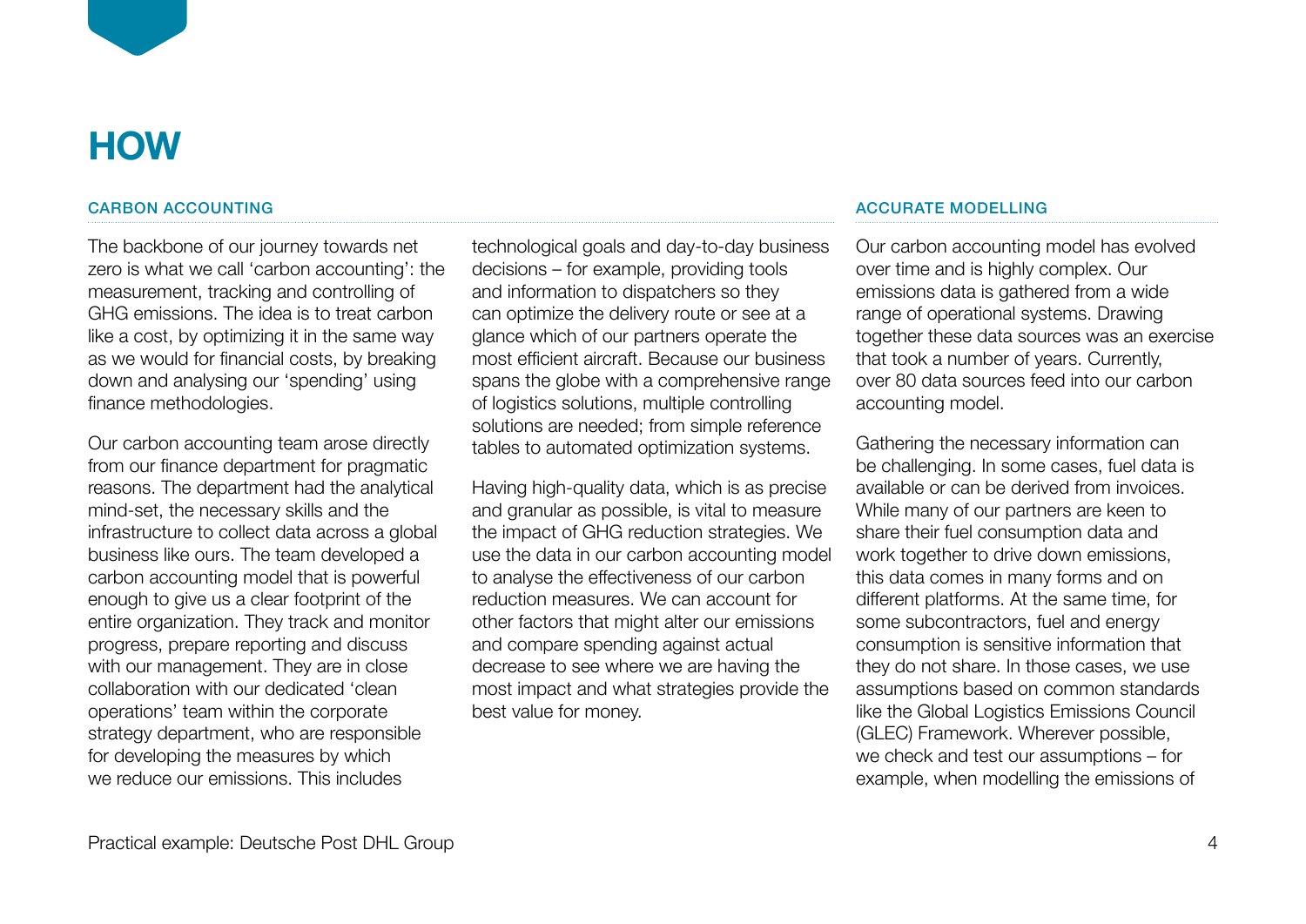# HOW

## CARBON ACCOUNTING

The backbone of our journey towards net zero is what we call 'carbon accounting': the measurement, tracking and controlling of GHG emissions. The idea is to treat carbon like a cost, by optimizing it in the same way as we would for financial costs, by breaking down and analysing our 'spending' using finance methodologies.

Our carbon accounting team arose directly from our finance department for pragmatic reasons. The department had the analytical mind-set, the necessary skills and the infrastructure to collect data across a global business like ours. The team developed a carbon accounting model that is powerful enough to give us a clear footprint of the entire organization. They track and monitor progress, prepare reporting and discuss with our management. They are in close collaboration with our dedicated 'clean operations' team within the corporate strategy department, who are responsible for developing the measures by which we reduce our emissions. This includes technological goals and day-to-day business decisions – for example, providing tools and information to dispatchers so they can optimize the delivery route or see at a glance which of our partners operate the most efficient aircraft. Because our business spans the globe with a comprehensive range of logistics solutions, multiple controlling solutions are needed; from simple reference tables to automated optimization systems.

Having high-quality data, which is as precise and granular as possible, is vital to measure the impact of GHG reduction strategies. We use the data in our carbon accounting model to analyse the effectiveness of our carbon reduction measures. We can account for other factors that might alter our emissions and compare spending against actual decrease to see where we are having the most impact and what strategies provide the best value for money.

## ACCURATE MODELLING

Our carbon accounting model has evolved over time and is highly complex. Our emissions data is gathered from a wide range of operational systems. Drawing together these data sources was an exercise that took a number of years. Currently, over 80 data sources feed into our carbon accounting model.

Gathering the necessary information can be challenging. In some cases, fuel data is available or can be derived from invoices. While many of our partners are keen to share their fuel consumption data and work together to drive down emissions, this data comes in many forms and on different platforms. At the same time, for some subcontractors, fuel and energy consumption is sensitive information that they do not share. In those cases, we use assumptions based on common standards like the Global Logistics Emissions Council (GLEC) Framework. Wherever possible, we check and test our assumptions – for example, when modelling the emissions of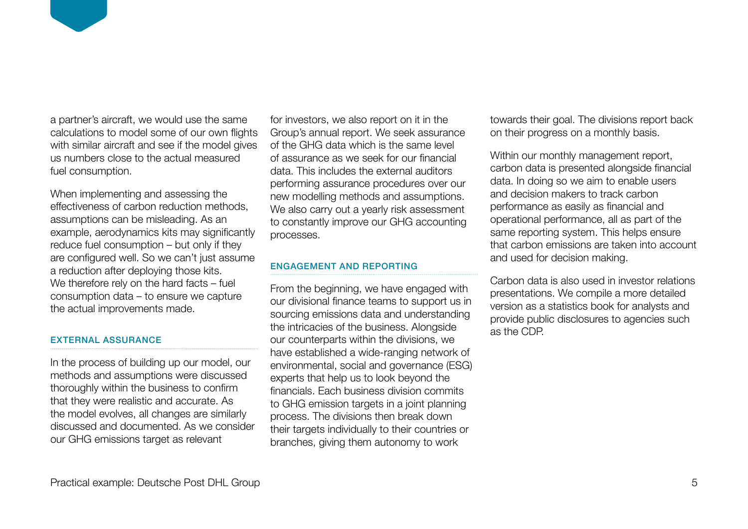a partner's aircraft, we would use the same calculations to model some of our own flights with similar aircraft and see if the model gives us numbers close to the actual measured fuel consumption.

When implementing and assessing the effectiveness of carbon reduction methods, assumptions can be misleading. As an example, aerodynamics kits may significantly reduce fuel consumption – but only if they are configured well. So we can't just assume a reduction after deploying those kits. We therefore rely on the hard facts – fuel consumption data – to ensure we capture the actual improvements made.

### EXTERNAL ASSURANCE

In the process of building up our model, our methods and assumptions were discussed thoroughly within the business to confirm that they were realistic and accurate. As the model evolves, all changes are similarly discussed and documented. As we consider our GHG emissions target as relevant for investors, we also report on it in the Group's annual report. We seek assurance of the GHG data which is the same level of assurance as we seek for our financial data. This includes the external auditors performing assurance procedures over our new modelling methods and assumptions. We also carry out a yearly risk assessment to constantly improve our GHG accounting processes.

### ENGAGEMENT AND REPORTING

From the beginning, we have engaged with our divisional finance teams to support us in sourcing emissions data and understanding the intricacies of the business. Alongside our counterparts within the divisions, we have established a wide-ranging network of environmental, social and governance (ESG) experts that help us to look beyond the financials. Each business division commits to GHG emission targets in a joint planning process. The divisions then break down their targets individually to their countries or branches, giving them autonomy to work towards their goal. The divisions report back on their progress on a monthly basis.

Within our monthly management report, carbon data is presented alongside financial data. In doing so we aim to enable users and decision makers to track carbon performance as easily as financial and operational performance, all as part of the same reporting system. This helps ensure that carbon emissions are taken into account and used for decision making.

Carbon data is also used in investor relations presentations. We compile a more detailed version as a statistics book for analysts and provide public disclosures to agencies such as the CDP.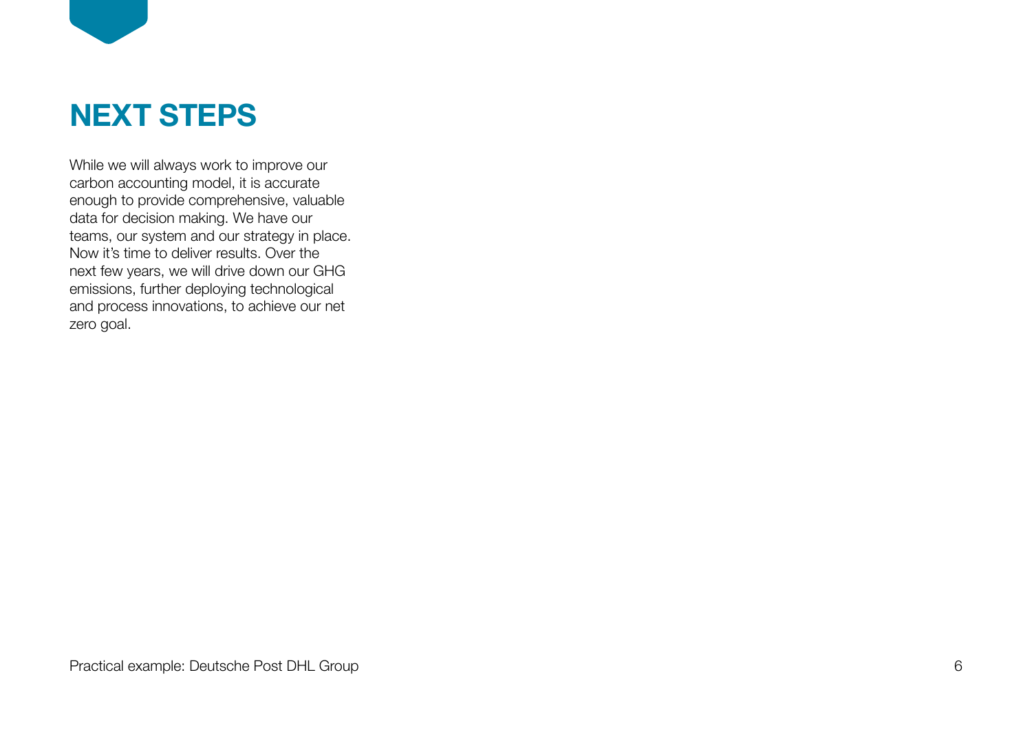# NEXT STEPS

While we will always work to improve our carbon accounting model, it is accurate enough to provide comprehensive, valuable data for decision making. We have our teams, our system and our strategy in place. Now it's time to deliver results. Over the next few years, we will drive down our GHG emissions, further deploying technological and process innovations, to achieve our net zero goal.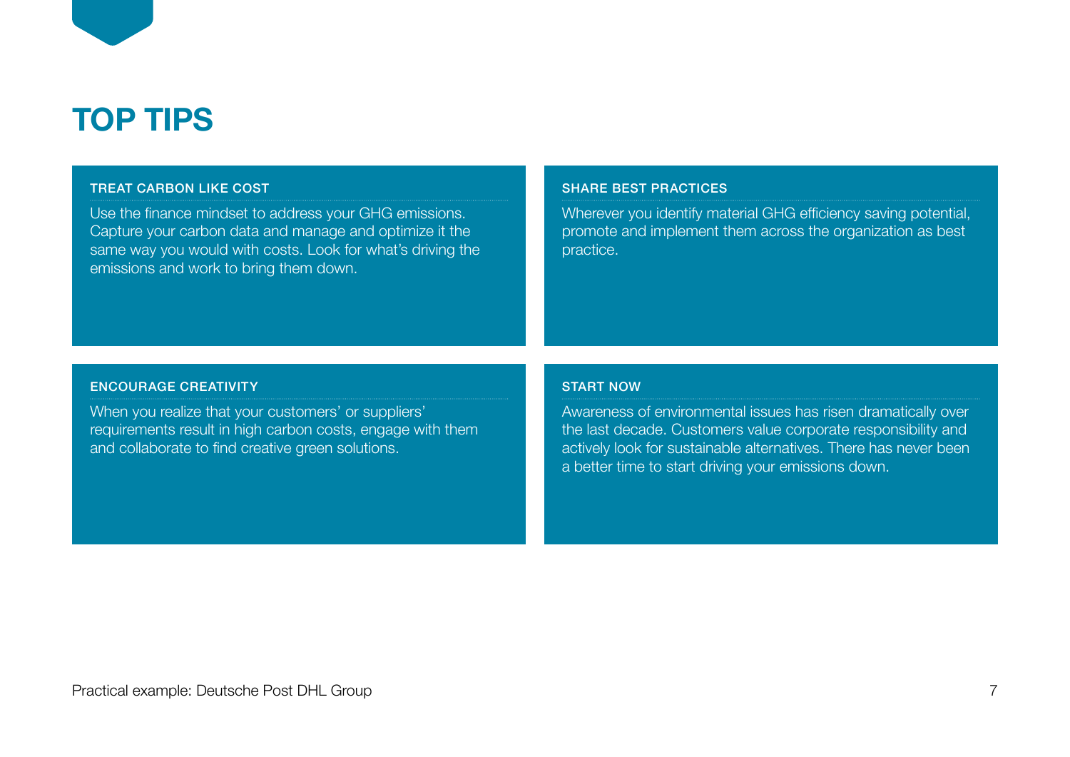# TOP TIPS

### TREAT CARBON LIKE COST

Use the finance mindset to address your GHG emissions. Capture your carbon data and manage and optimize it the same way you would with costs. Look for what's driving the emissions and work to bring them down.

### SHARE BEST PRACTICES

Wherever you identify material GHG efficiency saving potential, promote and implement them across the organization as best practice.

### ENCOURAGE CREATIVITY

When you realize that your customers' or suppliers' requirements result in high carbon costs, engage with them and collaborate to find creative green solutions.

### START NOW

Awareness of environmental issues has risen dramatically over the last decade. Customers value corporate responsibility and actively look for sustainable alternatives. There has never been a better time to start driving your emissions down.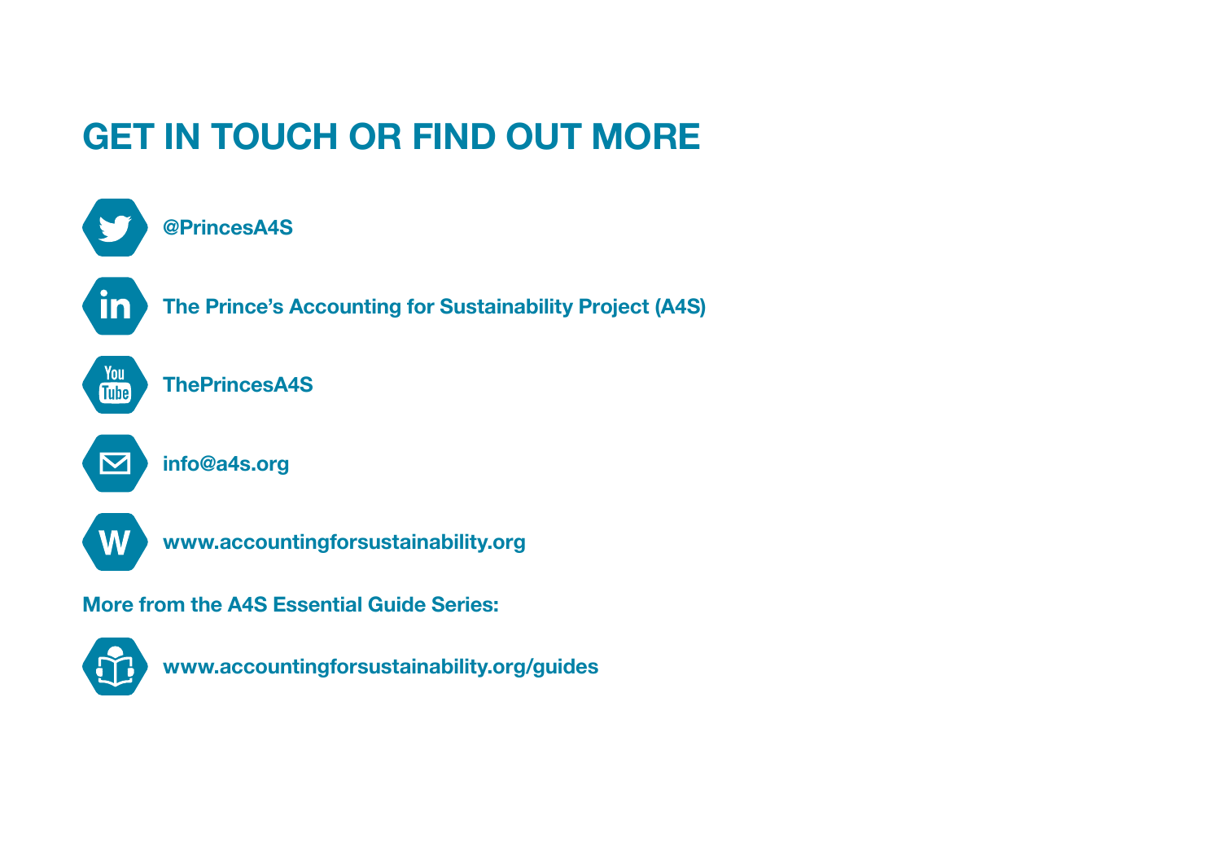# GET IN TOUCH OR FIND OUT MORE

**@PrincesA4S**

**The Prince's Accounting for Sustainability Project (A4S)**

**ThePrincesA4S**

**info@a4s.org**

**www.accountingforsustainability.org**

**More from the A4S Essential Guide Series:**

**www.accountingforsustainability.org/guides**